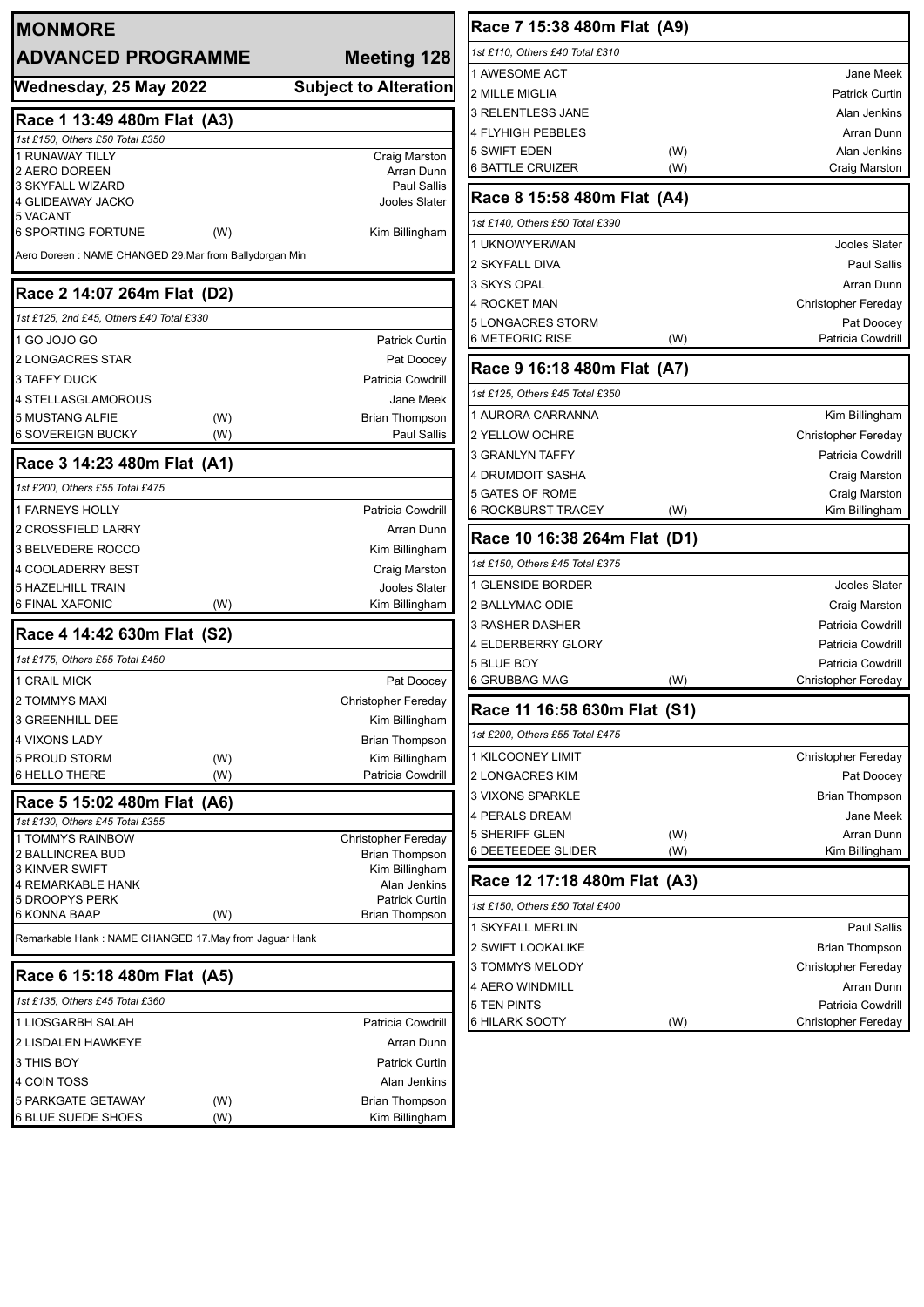# MONMORE

## ADVANCED PROGRAMME — Meeting 128

**Wednesday, 25 May 2022** — **Subject to Alteration**

### Race 1 13:49 480m Flat (A3)

*1st £150, Others £50 Total £350*

| Trap | Greyhound | | Trainer |
|---|---|---|---|
| 1 | RUNAWAY TILLY | | Craig Marston |
| 2 | AERO DOREEN | | Arran Dunn |
| 3 | SKYFALL WIZARD | | Paul Sallis |
| 4 | GLIDEAWAY JACKO | | Jooles Slater |
| 5 | VACANT | | |
| 6 | SPORTING FORTUNE | (W) | Kim Billingham |

Aero Doreen : NAME CHANGED 29.Mar from Ballydorgan Min

### Race 2 14:07 264m Flat (D2)

*1st £125, 2nd £45, Others £40 Total £330*

| Trap | Greyhound | | Trainer |
|---|---|---|---|
| 1 | GO JOJO GO | | Patrick Curtin |
| 2 | LONGACRES STAR | | Pat Doocey |
| 3 | TAFFY DUCK | | Patricia Cowdrill |
| 4 | STELLASGLAMOROUS | | Jane Meek |
| 5 | MUSTANG ALFIE | (W) | Brian Thompson |
| 6 | SOVEREIGN BUCKY | (W) | Paul Sallis |

### Race 3 14:23 480m Flat (A1)

*1st £200, Others £55 Total £475*

| Trap | Greyhound | | Trainer |
|---|---|---|---|
| 1 | FARNEYS HOLLY | | Patricia Cowdrill |
| 2 | CROSSFIELD LARRY | | Arran Dunn |
| 3 | BELVEDERE ROCCO | | Kim Billingham |
| 4 | COOLADERRY BEST | | Craig Marston |
| 5 | HAZELHILL TRAIN | | Jooles Slater |
| 6 | FINAL XAFONIC | (W) | Kim Billingham |

### Race 4 14:42 630m Flat (S2)

*1st £175, Others £55 Total £450*

| Trap | Greyhound | | Trainer |
|---|---|---|---|
| 1 | CRAIL MICK | | Pat Doocey |
| 2 | TOMMYS MAXI | | Christopher Fereday |
| 3 | GREENHILL DEE | | Kim Billingham |
| 4 | VIXONS LADY | | Brian Thompson |
| 5 | PROUD STORM | (W) | Kim Billingham |
| 6 | HELLO THERE | (W) | Patricia Cowdrill |

### Race 5 15:02 480m Flat (A6)

*1st £130, Others £45 Total £355*

| Trap | Greyhound | | Trainer |
|---|---|---|---|
| 1 | TOMMYS RAINBOW | | Christopher Fereday |
| 2 | BALLINCREA BUD | | Brian Thompson |
| 3 | KINVER SWIFT | | Kim Billingham |
| 4 | REMARKABLE HANK | | Alan Jenkins |
| 5 | DROOPYS PERK | | Patrick Curtin |
| 6 | KONNA BAAP | (W) | Brian Thompson |

Remarkable Hank : NAME CHANGED 17.May from Jaguar Hank

### Race 6 15:18 480m Flat (A5)

*1st £135, Others £45 Total £360*

| Trap | Greyhound | | Trainer |
|---|---|---|---|
| 1 | LIOSGARBH SALAH | | Patricia Cowdrill |
| 2 | LISDALEN HAWKEYE | | Arran Dunn |
| 3 | THIS BOY | | Patrick Curtin |
| 4 | COIN TOSS | | Alan Jenkins |
| 5 | PARKGATE GETAWAY | (W) | Brian Thompson |
| 6 | BLUE SUEDE SHOES | (W) | Kim Billingham |

### Race 7 15:38 480m Flat (A9)

*1st £110, Others £40 Total £310*

| Trap | Greyhound | | Trainer |
|---|---|---|---|
| 1 | AWESOME ACT | | Jane Meek |
| 2 | MILLE MIGLIA | | Patrick Curtin |
| 3 | RELENTLESS JANE | | Alan Jenkins |
| 4 | FLYHIGH PEBBLES | | Arran Dunn |
| 5 | SWIFT EDEN | (W) | Alan Jenkins |
| 6 | BATTLE CRUIZER | (W) | Craig Marston |

### Race 8 15:58 480m Flat (A4)

*1st £140, Others £50 Total £390*

| Trap | Greyhound | | Trainer |
|---|---|---|---|
| 1 | UKNOWYERWAN | | Jooles Slater |
| 2 | SKYFALL DIVA | | Paul Sallis |
| 3 | SKYS OPAL | | Arran Dunn |
| 4 | ROCKET MAN | | Christopher Fereday |
| 5 | LONGACRES STORM | | Pat Doocey |
| 6 | METEORIC RISE | (W) | Patricia Cowdrill |

### Race 9 16:18 480m Flat (A7)

*1st £125, Others £45 Total £350*

| Trap | Greyhound | | Trainer |
|---|---|---|---|
| 1 | AURORA CARRANNA | | Kim Billingham |
| 2 | YELLOW OCHRE | | Christopher Fereday |
| 3 | GRANLYN TAFFY | | Patricia Cowdrill |
| 4 | DRUMDOIT SASHA | | Craig Marston |
| 5 | GATES OF ROME | | Craig Marston |
| 6 | ROCKBURST TRACEY | (W) | Kim Billingham |

### Race 10 16:38 264m Flat (D1)

*1st £150, Others £45 Total £375*

| Trap | Greyhound | | Trainer |
|---|---|---|---|
| 1 | GLENSIDE BORDER | | Jooles Slater |
| 2 | BALLYMAC ODIE | | Craig Marston |
| 3 | RASHER DASHER | | Patricia Cowdrill |
| 4 | ELDERBERRY GLORY | | Patricia Cowdrill |
| 5 | BLUE BOY | | Patricia Cowdrill |
| 6 | GRUBBAG MAG | (W) | Christopher Fereday |

### Race 11 16:58 630m Flat (S1)

*1st £200, Others £55 Total £475*

| Trap | Greyhound | | Trainer |
|---|---|---|---|
| 1 | KILCOONEY LIMIT | | Christopher Fereday |
| 2 | LONGACRES KIM | | Pat Doocey |
| 3 | VIXONS SPARKLE | | Brian Thompson |
| 4 | PERALS DREAM | | Jane Meek |
| 5 | SHERIFF GLEN | (W) | Arran Dunn |
| 6 | DEETEEDEE SLIDER | (W) | Kim Billingham |

### Race 12 17:18 480m Flat (A3)

*1st £150, Others £50 Total £400*

| Trap | Greyhound | | Trainer |
|---|---|---|---|
| 1 | SKYFALL MERLIN | | Paul Sallis |
| 2 | SWIFT LOOKALIKE | | Brian Thompson |
| 3 | TOMMYS MELODY | | Christopher Fereday |
| 4 | AERO WINDMILL | | Arran Dunn |
| 5 | TEN PINTS | | Patricia Cowdrill |
| 6 | HILARK SOOTY | (W) | Christopher Fereday |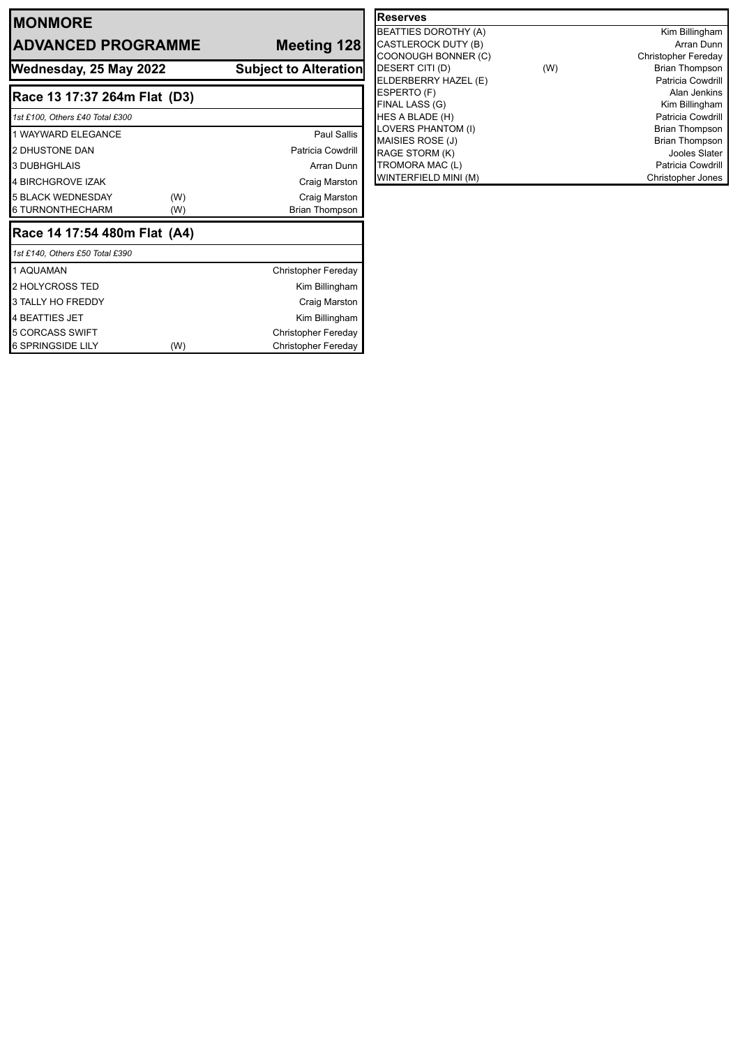# MONMORE

## ADVANCED PROGRAMME — Meeting 128

**Wednesday, 25 May 2022** — **Subject to Alteration**

### Race 13 17:37 264m Flat (D3)

*1st £100, Others £40 Total £300*

| | | |
|---|---|---|
| 1 WAYWARD ELEGANCE | | Paul Sallis |
| 2 DHUSTONE DAN | | Patricia Cowdrill |
| 3 DUBHGHLAIS | | Arran Dunn |
| 4 BIRCHGROVE IZAK | | Craig Marston |
| 5 BLACK WEDNESDAY | (W) | Craig Marston |
| 6 TURNONTHECHARM | (W) | Brian Thompson |

### Race 14 17:54 480m Flat (A4)

*1st £140, Others £50 Total £390*

| | | |
|---|---|---|
| 1 AQUAMAN | | Christopher Fereday |
| 2 HOLYCROSS TED | | Kim Billingham |
| 3 TALLY HO FREDDY | | Craig Marston |
| 4 BEATTIES JET | | Kim Billingham |
| 5 CORCASS SWIFT | | Christopher Fereday |
| 6 SPRINGSIDE LILY | (W) | Christopher Fereday |

### Reserves

| | | |
|---|---|---|
| BEATTIES DOROTHY (A) | | Kim Billingham |
| CASTLEROCK DUTY (B) | | Arran Dunn |
| COONOUGH BONNER (C) | | Christopher Fereday |
| DESERT CITI (D) | (W) | Brian Thompson |
| ELDERBERRY HAZEL (E) | | Patricia Cowdrill |
| ESPERTO (F) | | Alan Jenkins |
| FINAL LASS (G) | | Kim Billingham |
| HES A BLADE (H) | | Patricia Cowdrill |
| LOVERS PHANTOM (I) | | Brian Thompson |
| MAISIES ROSE (J) | | Brian Thompson |
| RAGE STORM (K) | | Jooles Slater |
| TROMORA MAC (L) | | Patricia Cowdrill |
| WINTERFIELD MINI (M) | | Christopher Jones |